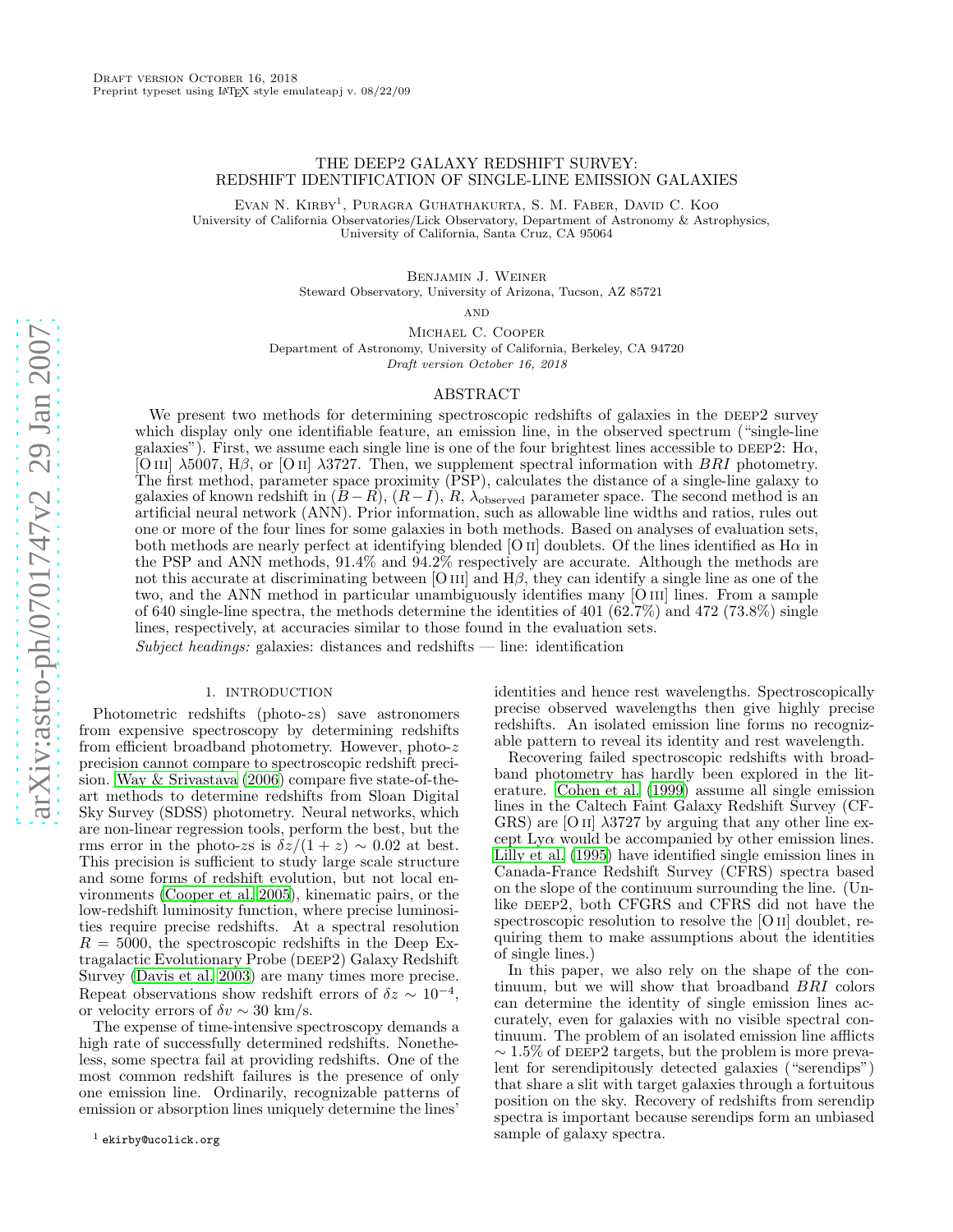Draft version October 16, 2018
Preprint typeset using LaTeX style emulateapj v. 08/22/09

# THE DEEP2 GALAXY REDSHIFT SURVEY: REDSHIFT IDENTIFICATION OF SINGLE-LINE EMISSION GALAXIES

Evan N. Kirby[1], Puragra Guhathakurta, S. M. Faber, David C. Koo
University of California Observatories/Lick Observatory, Department of Astronomy & Astrophysics, University of California, Santa Cruz, CA 95064

Benjamin J. Weiner
Steward Observatory, University of Arizona, Tucson, AZ 85721

and

Michael C. Cooper
Department of Astronomy, University of California, Berkeley, CA 94720
*Draft version October 16, 2018*

## ABSTRACT

We present two methods for determining spectroscopic redshifts of galaxies in the DEEP2 survey which display only one identifiable feature, an emission line, in the observed spectrum ("single-line galaxies"). First, we assume each single line is one of the four brightest lines accessible to DEEP2: Hα, [O III] λ5007, Hβ, or [O II] λ3727. Then, we supplement spectral information with $BRI$ photometry. The first method, parameter space proximity (PSP), calculates the distance of a single-line galaxy to galaxies of known redshift in $(B-R)$, $(R-I)$, $R$, $\lambda_{\mathrm{observed}}$ parameter space. The second method is an artificial neural network (ANN). Prior information, such as allowable line widths and ratios, rules out one or more of the four lines for some galaxies in both methods. Based on analyses of evaluation sets, both methods are nearly perfect at identifying blended [O II] doublets. Of the lines identified as Hα in the PSP and ANN methods, 91.4% and 94.2% respectively are accurate. Although the methods are not this accurate at discriminating between [O III] and Hβ, they can identify a single line as one of the two, and the ANN method in particular unambiguously identifies many [O III] lines. From a sample of 640 single-line spectra, the methods determine the identities of 401 (62.7%) and 472 (73.8%) single lines, respectively, at accuracies similar to those found in the evaluation sets.

*Subject headings:* galaxies: distances and redshifts — line: identification

## 1. INTRODUCTION

Photometric redshifts (photo-$z$s) save astronomers from expensive spectroscopy by determining redshifts from efficient broadband photometry. However, photo-$z$ precision cannot compare to spectroscopic redshift precision. Way & Srivastava (2006) compare five state-of-the-art methods to determine redshifts from Sloan Digital Sky Survey (SDSS) photometry. Neural networks, which are non-linear regression tools, perform the best, but the rms error in the photo-$z$s is $\delta z/(1+z) \sim 0.02$ at best. This precision is sufficient to study large scale structure and some forms of redshift evolution, but not local environments (Cooper et al. 2005), kinematic pairs, or the low-redshift luminosity function, where precise luminosities require precise redshifts. At a spectral resolution $R = 5000$, the spectroscopic redshifts in the Deep Extragalactic Evolutionary Probe (DEEP2) Galaxy Redshift Survey (Davis et al. 2003) are many times more precise. Repeat observations show redshift errors of $\delta z \sim 10^{-4}$, or velocity errors of $\delta v \sim 30$ km/s.

The expense of time-intensive spectroscopy demands a high rate of successfully determined redshifts. Nonetheless, some spectra fail at providing redshifts. One of the most common redshift failures is the presence of only one emission line. Ordinarily, recognizable patterns of emission or absorption lines uniquely determine the lines' identities and hence rest wavelengths. Spectroscopically precise observed wavelengths then give highly precise redshifts. An isolated emission line forms no recognizable pattern to reveal its identity and rest wavelength.

Recovering failed spectroscopic redshifts with broadband photometry has hardly been explored in the literature. Cohen et al. (1999) assume all single emission lines in the Caltech Faint Galaxy Redshift Survey (CFGRS) are [O II] λ3727 by arguing that any other line except Lyα would be accompanied by other emission lines. Lilly et al. (1995) have identified single emission lines in Canada-France Redshift Survey (CFRS) spectra based on the slope of the continuum surrounding the line. (Unlike DEEP2, both CFGRS and CFRS did not have the spectroscopic resolution to resolve the [O II] doublet, requiring them to make assumptions about the identities of single lines.)

In this paper, we also rely on the shape of the continuum, but we will show that broadband $BRI$ colors can determine the identity of single emission lines accurately, even for galaxies with no visible spectral continuum. The problem of an isolated emission line afflicts $\sim 1.5\%$ of DEEP2 targets, but the problem is more prevalent for serendipitously detected galaxies ("serendips") that share a slit with target galaxies through a fortuitous position on the sky. Recovery of redshifts from serendip spectra is important because serendips form an unbiased sample of galaxy spectra.

[1] ekirby@ucolick.org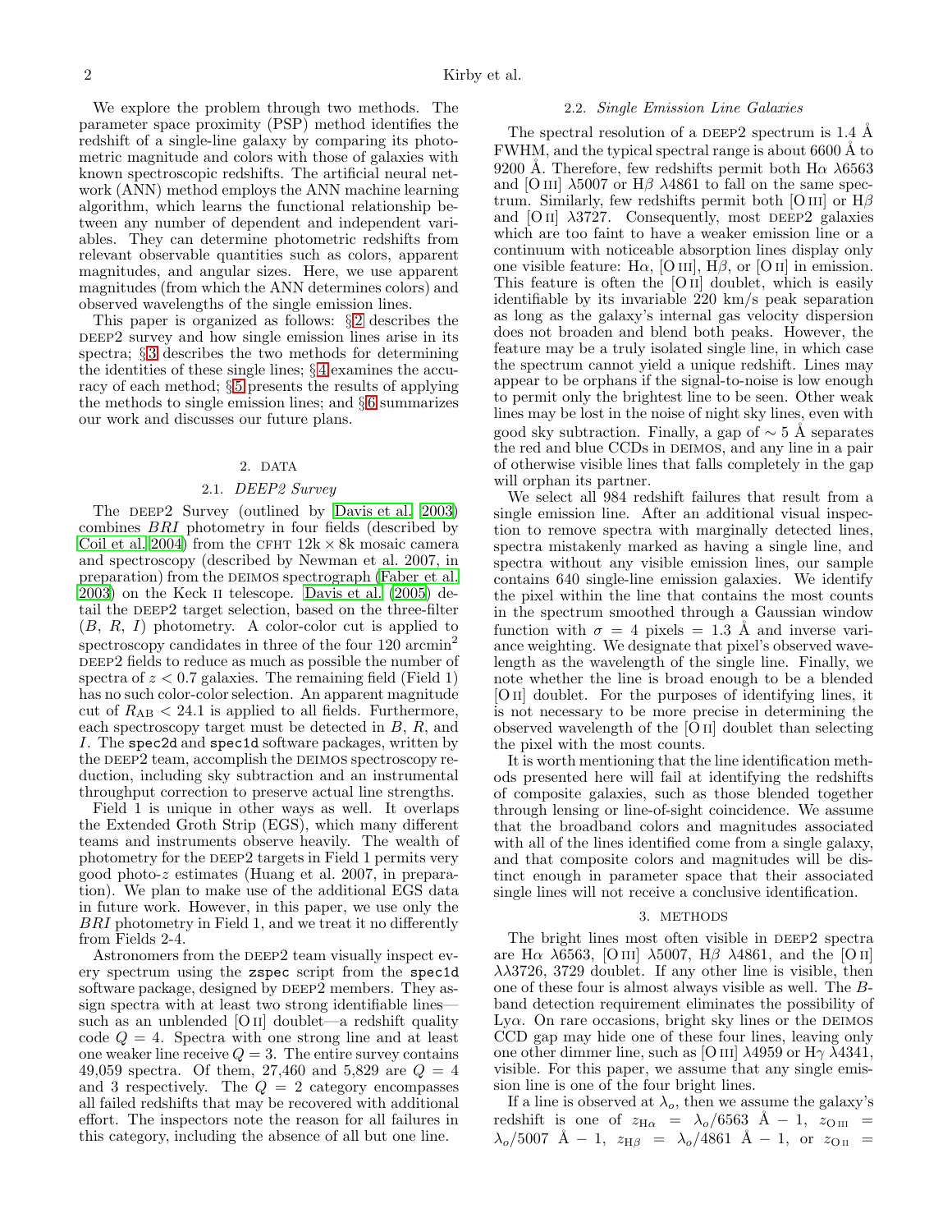We explore the problem through two methods. The parameter space proximity (PSP) method identifies the redshift of a single-line galaxy by comparing its photometric magnitude and colors with those of galaxies with known spectroscopic redshifts. The artificial neural network (ANN) method employs the ANN machine learning algorithm, which learns the functional relationship between any number of dependent and independent variables. They can determine photometric redshifts from relevant observable quantities such as colors, apparent magnitudes, and angular sizes. Here, we use apparent magnitudes (from which the ANN determines colors) and observed wavelengths of the single emission lines.

This paper is organized as follows: §2 describes the DEEP2 survey and how single emission lines arise in its spectra; §3 describes the two methods for determining the identities of these single lines; §4 examines the accuracy of each method; §5 presents the results of applying the methods to single emission lines; and §6 summarizes our work and discusses our future plans.

## 2. DATA

### 2.1. *DEEP2 Survey*

The DEEP2 Survey (outlined by Davis et al. 2003) combines $BRI$ photometry in four fields (described by Coil et al. 2004) from the CFHT $12\text{k} \times 8\text{k}$ mosaic camera and spectroscopy (described by Newman et al. 2007, in preparation) from the DEIMOS spectrograph (Faber et al. 2003) on the Keck II telescope. Davis et al. (2005) detail the DEEP2 target selection, based on the three-filter ($B$, $R$, $I$) photometry. A color-color cut is applied to spectroscopy candidates in three of the four 120 arcmin$^2$ DEEP2 fields to reduce as much as possible the number of spectra of $z < 0.7$ galaxies. The remaining field (Field 1) has no such color-color selection. An apparent magnitude cut of $R_{\rm AB} < 24.1$ is applied to all fields. Furthermore, each spectroscopy target must be detected in $B$, $R$, and $I$. The `spec2d` and `spec1d` software packages, written by the DEEP2 team, accomplish the DEIMOS spectroscopy reduction, including sky subtraction and an instrumental throughput correction to preserve actual line strengths.

Field 1 is unique in other ways as well. It overlaps the Extended Groth Strip (EGS), which many different teams and instruments observe heavily. The wealth of photometry for the DEEP2 targets in Field 1 permits very good photo-$z$ estimates (Huang et al. 2007, in preparation). We plan to make use of the additional EGS data in future work. However, in this paper, we use only the $BRI$ photometry in Field 1, and we treat it no differently from Fields 2-4.

Astronomers from the DEEP2 team visually inspect every spectrum using the `zspec` script from the `spec1d` software package, designed by DEEP2 members. They assign spectra with at least two strong identifiable lines—such as an unblended [O II] doublet—a redshift quality code $Q = 4$. Spectra with one strong line and at least one weaker line receive $Q = 3$. The entire survey contains 49,059 spectra. Of them, 27,460 and 5,829 are $Q = 4$ and 3 respectively. The $Q = 2$ category encompasses all failed redshifts that may be recovered with additional effort. The inspectors note the reason for all failures in this category, including the absence of all but one line.

### 2.2. *Single Emission Line Galaxies*

The spectral resolution of a DEEP2 spectrum is 1.4 Å FWHM, and the typical spectral range is about 6600 Å to 9200 Å. Therefore, few redshifts permit both Hα λ6563 and [O III] λ5007 or Hβ λ4861 to fall on the same spectrum. Similarly, few redshifts permit both [O III] or Hβ and [O II] λ3727. Consequently, most DEEP2 galaxies which are too faint to have a weaker emission line or a continuum with noticeable absorption lines display only one visible feature: Hα, [O III], Hβ, or [O II] in emission. This feature is often the [O II] doublet, which is easily identifiable by its invariable 220 km/s peak separation as long as the galaxy's internal gas velocity dispersion does not broaden and blend both peaks. However, the feature may be a truly isolated single line, in which case the spectrum cannot yield a unique redshift. Lines may appear to be orphans if the signal-to-noise is low enough to permit only the brightest line to be seen. Other weak lines may be lost in the noise of night sky lines, even with good sky subtraction. Finally, a gap of $\sim 5$ Å separates the red and blue CCDs in DEIMOS, and any line in a pair of otherwise visible lines that falls completely in the gap will orphan its partner.

We select all 984 redshift failures that result from a single emission line. After an additional visual inspection to remove spectra with marginally detected lines, spectra mistakenly marked as having a single line, and spectra without any visible emission lines, our sample contains 640 single-line emission galaxies. We identify the pixel within the line that contains the most counts in the spectrum smoothed through a Gaussian window function with $\sigma = 4$ pixels = 1.3 Å and inverse variance weighting. We designate that pixel's observed wavelength as the wavelength of the single line. Finally, we note whether the line is broad enough to be a blended [O II] doublet. For the purposes of identifying lines, it is not necessary to be more precise in determining the observed wavelength of the [O II] doublet than selecting the pixel with the most counts.

It is worth mentioning that the line identification methods presented here will fail at identifying the redshifts of composite galaxies, such as those blended together through lensing or line-of-sight coincidence. We assume that the broadband colors and magnitudes associated with all of the lines identified come from a single galaxy, and that composite colors and magnitudes will be distinct enough in parameter space that their associated single lines will not receive a conclusive identification.

## 3. METHODS

The bright lines most often visible in DEEP2 spectra are Hα λ6563, [O III] λ5007, Hβ λ4861, and the [O II] λλ3726, 3729 doublet. If any other line is visible, then one of these four is almost always visible as well. The $B$-band detection requirement eliminates the possibility of Lyα. On rare occasions, bright sky lines or the DEIMOS CCD gap may hide one of these four lines, leaving only one other dimmer line, such as [O III] λ4959 or Hγ λ4341, visible. For this paper, we assume that any single emission line is one of the four bright lines.

If a line is observed at $\lambda_o$, then we assume the galaxy's redshift is one of $z_{\rm H\alpha} = \lambda_o/6563\ \text{Å} - 1$, $z_{\rm O\,III} = \lambda_o/5007\ \text{Å} - 1$, $z_{\rm H\beta} = \lambda_o/4861\ \text{Å} - 1$, or $z_{\rm O\,II} =$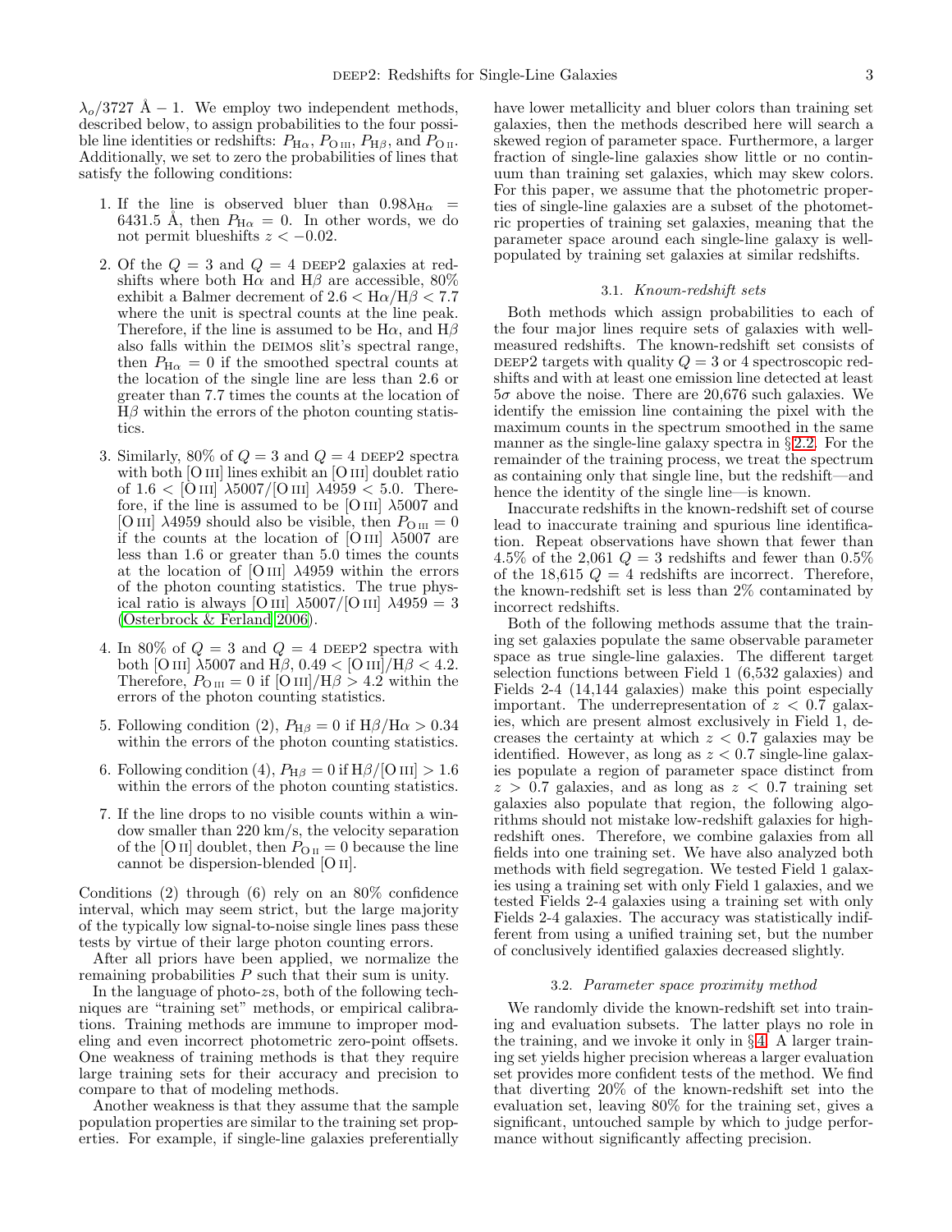$\lambda_o/3727$ Å $- 1$. We employ two independent methods, described below, to assign probabilities to the four possible line identities or redshifts: $P_{\mathrm{H}\alpha}$, $P_{\mathrm{O\,III}}$, $P_{\mathrm{H}\beta}$, and $P_{\mathrm{O\,II}}$. Additionally, we set to zero the probabilities of lines that satisfy the following conditions:

1. If the line is observed bluer than $0.98\lambda_{\mathrm{H}\alpha} = 6431.5$ Å, then $P_{\mathrm{H}\alpha} = 0$. In other words, we do not permit blueshifts $z < -0.02$.

2. Of the $Q = 3$ and $Q = 4$ DEEP2 galaxies at redshifts where both H$\alpha$ and H$\beta$ are accessible, 80% exhibit a Balmer decrement of $2.6 < \mathrm{H}\alpha/\mathrm{H}\beta < 7.7$ where the unit is spectral counts at the line peak. Therefore, if the line is assumed to be H$\alpha$, and H$\beta$ also falls within the DEIMOS slit's spectral range, then $P_{\mathrm{H}\alpha} = 0$ if the smoothed spectral counts at the location of the single line are less than 2.6 or greater than 7.7 times the counts at the location of H$\beta$ within the errors of the photon counting statistics.

3. Similarly, 80% of $Q = 3$ and $Q = 4$ DEEP2 spectra with both [O III] lines exhibit an [O III] doublet ratio of $1.6 <$ [O III] $\lambda5007$/[O III] $\lambda4959 < 5.0$. Therefore, if the line is assumed to be [O III] $\lambda5007$ and [O III] $\lambda4959$ should also be visible, then $P_{\mathrm{O\,III}} = 0$ if the counts at the location of [O III] $\lambda5007$ are less than 1.6 or greater than 5.0 times the counts at the location of [O III] $\lambda4959$ within the errors of the photon counting statistics. The true physical ratio is always [O III] $\lambda5007$/[O III] $\lambda4959 = 3$ (Osterbrock & Ferland 2006).

4. In 80% of $Q = 3$ and $Q = 4$ DEEP2 spectra with both [O III] $\lambda5007$ and H$\beta$, $0.49 <$ [O III]/H$\beta < 4.2$. Therefore, $P_{\mathrm{O\,III}} = 0$ if [O III]/H$\beta > 4.2$ within the errors of the photon counting statistics.

5. Following condition (2), $P_{\mathrm{H}\beta} = 0$ if $\mathrm{H}\beta/\mathrm{H}\alpha > 0.34$ within the errors of the photon counting statistics.

6. Following condition (4), $P_{\mathrm{H}\beta} = 0$ if H$\beta$/[O III] $> 1.6$ within the errors of the photon counting statistics.

7. If the line drops to no visible counts within a window smaller than 220 km/s, the velocity separation of the [O II] doublet, then $P_{\mathrm{O\,II}} = 0$ because the line cannot be dispersion-blended [O II].

Conditions (2) through (6) rely on an 80% confidence interval, which may seem strict, but the large majority of the typically low signal-to-noise single lines pass these tests by virtue of their large photon counting errors.

After all priors have been applied, we normalize the remaining probabilities $P$ such that their sum is unity.

In the language of photo-$z$s, both of the following techniques are "training set" methods, or empirical calibrations. Training methods are immune to improper modeling and even incorrect photometric zero-point offsets. One weakness of training methods is that they require large training sets for their accuracy and precision to compare to that of modeling methods.

Another weakness is that they assume that the sample population properties are similar to the training set properties. For example, if single-line galaxies preferentially have lower metallicity and bluer colors than training set galaxies, then the methods described here will search a skewed region of parameter space. Furthermore, a larger fraction of single-line galaxies show little or no continuum than training set galaxies, which may skew colors. For this paper, we assume that the photometric properties of single-line galaxies are a subset of the photometric properties of training set galaxies, meaning that the parameter space around each single-line galaxy is well-populated by training set galaxies at similar redshifts.

### 3.1. *Known-redshift sets*

Both methods which assign probabilities to each of the four major lines require sets of galaxies with well-measured redshifts. The known-redshift set consists of DEEP2 targets with quality $Q = 3$ or 4 spectroscopic redshifts and with at least one emission line detected at least $5\sigma$ above the noise. There are 20,676 such galaxies. We identify the emission line containing the pixel with the maximum counts in the spectrum smoothed in the same manner as the single-line galaxy spectra in §2.2. For the remainder of the training process, we treat the spectrum as containing only that single line, but the redshift—and hence the identity of the single line—is known.

Inaccurate redshifts in the known-redshift set of course lead to inaccurate training and spurious line identification. Repeat observations have shown that fewer than 4.5% of the 2,061 $Q = 3$ redshifts and fewer than 0.5% of the 18,615 $Q = 4$ redshifts are incorrect. Therefore, the known-redshift set is less than 2% contaminated by incorrect redshifts.

Both of the following methods assume that the training set galaxies populate the same observable parameter space as true single-line galaxies. The different target selection functions between Field 1 (6,532 galaxies) and Fields 2-4 (14,144 galaxies) make this point especially important. The underrepresentation of $z < 0.7$ galaxies, which are present almost exclusively in Field 1, decreases the certainty at which $z < 0.7$ galaxies may be identified. However, as long as $z < 0.7$ single-line galaxies populate a region of parameter space distinct from $z > 0.7$ galaxies, and as long as $z < 0.7$ training set galaxies also populate that region, the following algorithms should not mistake low-redshift galaxies for high-redshift ones. Therefore, we combine galaxies from all fields into one training set. We have also analyzed both methods with field segregation. We tested Field 1 galaxies using a training set with only Field 1 galaxies, and we tested Fields 2-4 galaxies using a training set with only Fields 2-4 galaxies. The accuracy was statistically indifferent from using a unified training set, but the number of conclusively identified galaxies decreased slightly.

### 3.2. *Parameter space proximity method*

We randomly divide the known-redshift set into training and evaluation subsets. The latter plays no role in the training, and we invoke it only in §4. A larger training set yields higher precision whereas a larger evaluation set provides more confident tests of the method. We find that diverting 20% of the known-redshift set into the evaluation set, leaving 80% for the training set, gives a significant, untouched sample by which to judge performance without significantly affecting precision.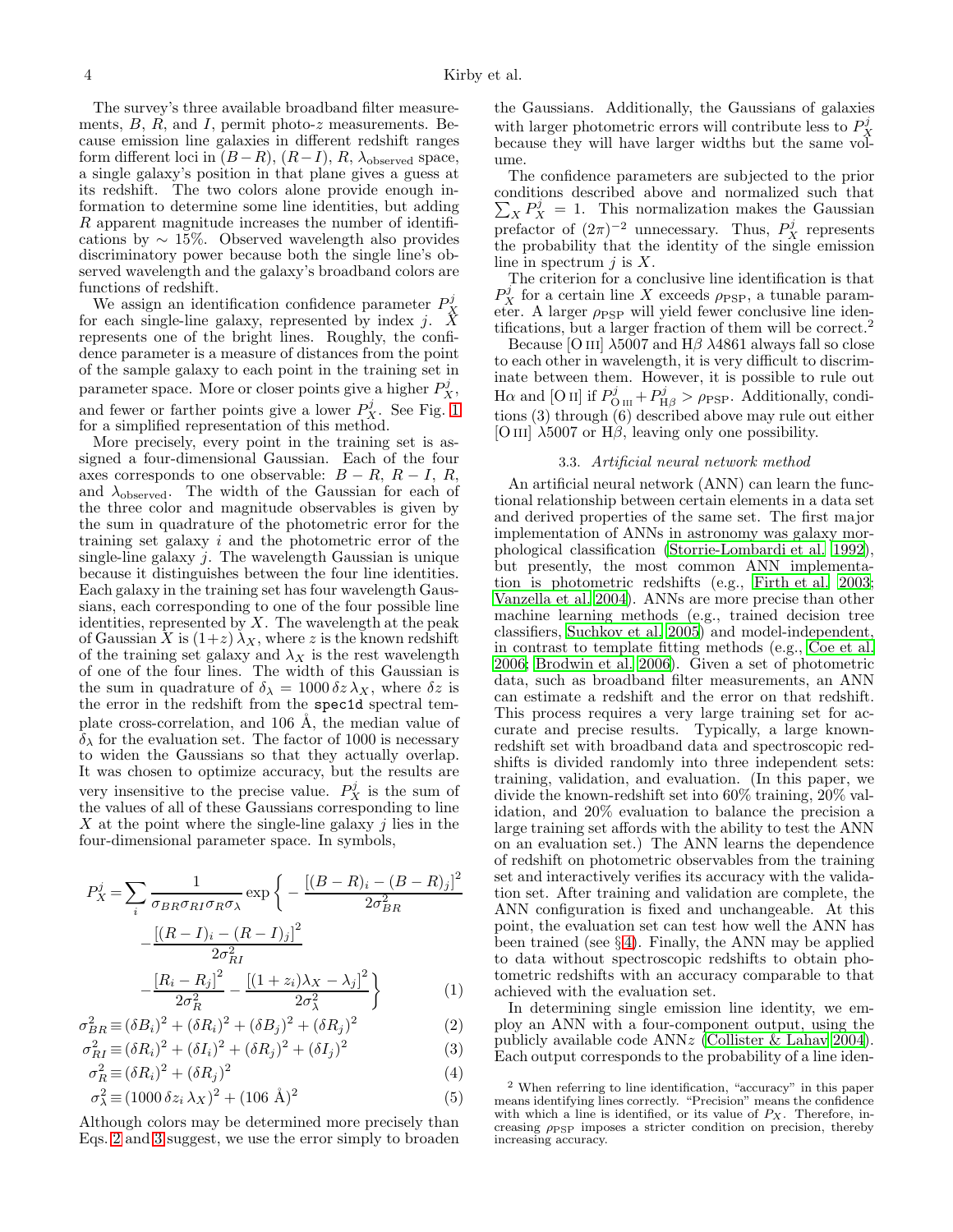The survey's three available broadband filter measurements, $B$, $R$, and $I$, permit photo-$z$ measurements. Because emission line galaxies in different redshift ranges form different loci in $(B-R)$, $(R-I)$, $R$, $\lambda_{\rm observed}$ space, a single galaxy's position in that plane gives a guess at its redshift. The two colors alone provide enough information to determine some line identities, but adding $R$ apparent magnitude increases the number of identifications by $\sim 15\%$. Observed wavelength also provides discriminatory power because both the single line's observed wavelength and the galaxy's broadband colors are functions of redshift.

We assign an identification confidence parameter $P_X^j$ for each single-line galaxy, represented by index $j$. $X$ represents one of the bright lines. Roughly, the confidence parameter is a measure of distances from the point of the sample galaxy to each point in the training set in parameter space. More or closer points give a higher $P_X^j$, and fewer or farther points give a lower $P_X^j$. See Fig. 1 for a simplified representation of this method.

More precisely, every point in the training set is assigned a four-dimensional Gaussian. Each of the four axes corresponds to one observable: $B-R$, $R-I$, $R$, and $\lambda_{\rm observed}$. The width of the Gaussian for each of the three color and magnitude observables is given by the sum in quadrature of the photometric error for the training set galaxy $i$ and the photometric error of the single-line galaxy $j$. The wavelength Gaussian is unique because it distinguishes between the four line identities. Each galaxy in the training set has four wavelength Gaussians, each corresponding to one of the four possible line identities, represented by $X$. The wavelength at the peak of Gaussian $X$ is $(1+z)\,\lambda_X$, where $z$ is the known redshift of the training set galaxy and $\lambda_X$ is the rest wavelength of one of the four lines. The width of this Gaussian is the sum in quadrature of $\delta_\lambda = 1000\,\delta z\,\lambda_X$, where $\delta z$ is the error in the redshift from the `spec1d` spectral template cross-correlation, and 106 Å, the median value of $\delta_\lambda$ for the evaluation set. The factor of 1000 is necessary to widen the Gaussians so that they actually overlap. It was chosen to optimize accuracy, but the results are very insensitive to the precise value. $P_X^j$ is the sum of the values of all of these Gaussians corresponding to line $X$ at the point where the single-line galaxy $j$ lies in the four-dimensional parameter space. In symbols,

$$P_X^j = \sum_i \frac{1}{\sigma_{BR}\sigma_{RI}\sigma_R\sigma_\lambda} \exp\left\{ -\frac{\left[(B-R)_i - (B-R)_j\right]^2}{2\sigma_{BR}^2} - \frac{\left[(R-I)_i - (R-I)_j\right]^2}{2\sigma_{RI}^2} - \frac{\left[R_i - R_j\right]^2}{2\sigma_R^2} - \frac{\left[(1+z_i)\lambda_X - \lambda_j\right]^2}{2\sigma_\lambda^2} \right\} \quad (1)$$

$$\sigma_{BR}^2 \equiv (\delta B_i)^2 + (\delta R_i)^2 + (\delta B_j)^2 + (\delta R_j)^2 \quad (2)$$

$$\sigma_{RI}^2 \equiv (\delta R_i)^2 + (\delta I_i)^2 + (\delta R_j)^2 + (\delta I_j)^2 \quad (3)$$

$$\sigma_R^2 \equiv (\delta R_i)^2 + (\delta R_j)^2 \quad (4)$$

$$\sigma_\lambda^2 \equiv (1000\,\delta z_i\,\lambda_X)^2 + (106\ \text{Å})^2 \quad (5)$$

Although colors may be determined more precisely than Eqs. 2 and 3 suggest, we use the error simply to broaden the Gaussians. Additionally, the Gaussians of galaxies with larger photometric errors will contribute less to $P_X^j$ because they will have larger widths but the same volume.

The confidence parameters are subjected to the prior conditions described above and normalized such that $\sum_X P_X^j = 1$. This normalization makes the Gaussian prefactor of $(2\pi)^{-2}$ unnecessary. Thus, $P_X^j$ represents the probability that the identity of the single emission line in spectrum $j$ is $X$.

The criterion for a conclusive line identification is that $P_X^j$ for a certain line $X$ exceeds $\rho_{\rm PSP}$, a tunable parameter. A larger $\rho_{\rm PSP}$ will yield fewer conclusive line identifications, but a larger fraction of them will be correct.[2]

Because [O III] λ5007 and Hβ λ4861 always fall so close to each other in wavelength, it is very difficult to discriminate between them. However, it is possible to rule out Hα and [O II] if $P^j_{\rm O\,III} + P^j_{\rm H\beta} > \rho_{\rm PSP}$. Additionally, conditions (3) through (6) described above may rule out either [O III] λ5007 or Hβ, leaving only one possibility.

### 3.3. *Artificial neural network method*

An artificial neural network (ANN) can learn the functional relationship between certain elements in a data set and derived properties of the same set. The first major implementation of ANNs in astronomy was galaxy morphological classification (Storrie-Lombardi et al. 1992), but presently, the most common ANN implementation is photometric redshifts (e.g., Firth et al. 2003; Vanzella et al. 2004). ANNs are more precise than other machine learning methods (e.g., trained decision tree classifiers, Suchkov et al. 2005) and model-independent, in contrast to template fitting methods (e.g., Coe et al. 2006; Brodwin et al. 2006). Given a set of photometric data, such as broadband filter measurements, an ANN can estimate a redshift and the error on that redshift. This process requires a very large training set for accurate and precise results. Typically, a large known-redshift set with broadband data and spectroscopic redshifts is divided randomly into three independent sets: training, validation, and evaluation. (In this paper, we divide the known-redshift set into 60% training, 20% validation, and 20% evaluation to balance the precision a large training set affords with the ability to test the ANN on an evaluation set.) The ANN learns the dependence of redshift on photometric observables from the training set and interactively verifies its accuracy with the validation set. After training and validation are complete, the ANN configuration is fixed and unchangeable. At this point, the evaluation set can test how well the ANN has been trained (see §4). Finally, the ANN may be applied to data without spectroscopic redshifts to obtain photometric redshifts with an accuracy comparable to that achieved with the evaluation set.

In determining single emission line identity, we employ an ANN with a four-component output, using the publicly available code ANN*z* (Collister & Lahav 2004). Each output corresponds to the probability of a line iden-

[2] When referring to line identification, "accuracy" in this paper means identifying lines correctly. "Precision" means the confidence with which a line is identified, or its value of $P_X$. Therefore, increasing $\rho_{\rm PSP}$ imposes a stricter condition on precision, thereby increasing accuracy.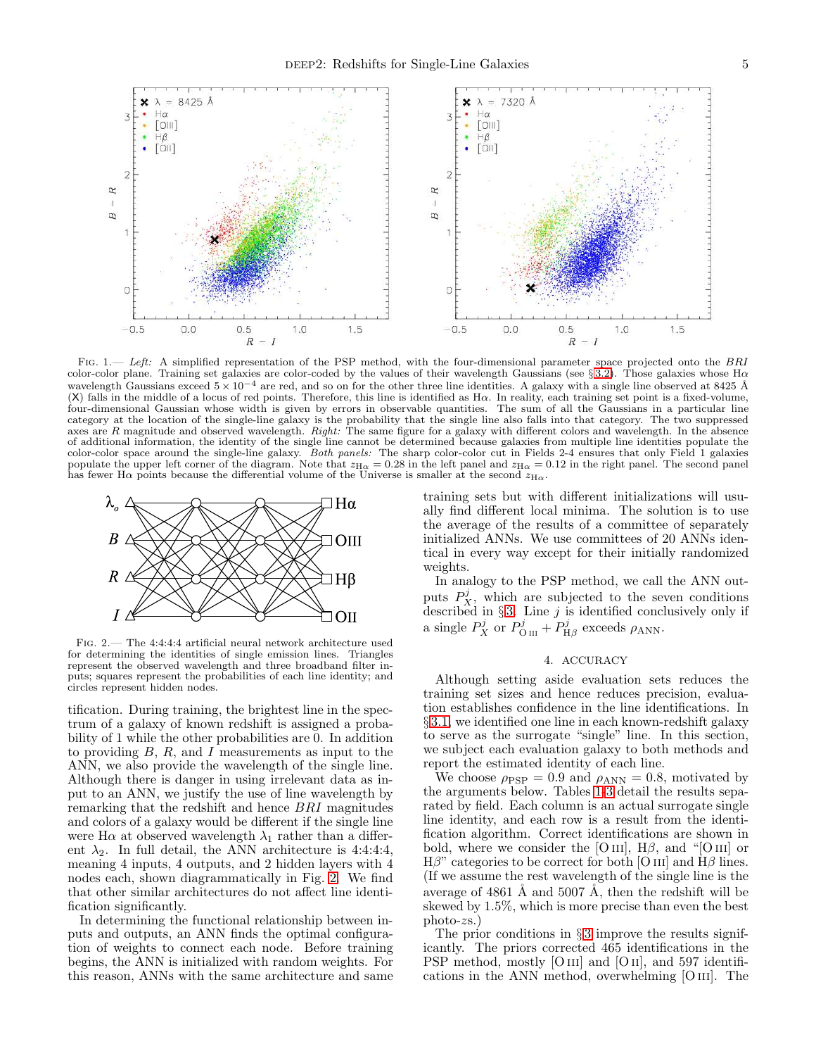FIG. 1.— *Left:* A simplified representation of the PSP method, with the four-dimensional parameter space projected onto the *BRI* color-color plane. Training set galaxies are color-coded by the values of their wavelength Gaussians (see §3.2). Those galaxies whose Hα wavelength Gaussians exceed $5 \times 10^{-4}$ are red, and so on for the other three line identities. A galaxy with a single line observed at 8425 Å (X) falls in the middle of a locus of red points. Therefore, this line is identified as Hα. In reality, each training set point is a fixed-volume, four-dimensional Gaussian whose width is given by errors in observable quantities. The sum of all the Gaussians in a particular line category at the location of the single-line galaxy is the probability that the single line also falls into that category. The two suppressed axes are *R* magnitude and observed wavelength. *Right:* The same figure for a galaxy with different colors and wavelength. In the absence of additional information, the identity of the single line cannot be determined because galaxies from multiple line identities populate the color-color space around the single-line galaxy. *Both panels:* The sharp color-color cut in Fields 2-4 ensures that only Field 1 galaxies populate the upper left corner of the diagram. Note that $z_{\mathrm{H}\alpha} = 0.28$ in the left panel and $z_{\mathrm{H}\alpha} = 0.12$ in the right panel. The second panel has fewer Hα points because the differential volume of the Universe is smaller at the second $z_{\mathrm{H}\alpha}$.

FIG. 2.— The 4:4:4:4 artificial neural network architecture used for determining the identities of single emission lines. Triangles represent the observed wavelength and three broadband filter inputs; squares represent the probabilities of each line identity; and circles represent hidden nodes.

tification. During training, the brightest line in the spectrum of a galaxy of known redshift is assigned a probability of 1 while the other probabilities are 0. In addition to providing *B*, *R*, and *I* measurements as input to the ANN, we also provide the wavelength of the single line. Although there is danger in using irrelevant data as input to an ANN, we justify the use of line wavelength by remarking that the redshift and hence *BRI* magnitudes and colors of a galaxy would be different if the single line were Hα at observed wavelength $\lambda_1$ rather than a different $\lambda_2$. In full detail, the ANN architecture is 4:4:4:4, meaning 4 inputs, 4 outputs, and 2 hidden layers with 4 nodes each, shown diagrammatically in Fig. 2. We find that other similar architectures do not affect line identification significantly.

In determining the functional relationship between inputs and outputs, an ANN finds the optimal configuration of weights to connect each node. Before training begins, the ANN is initialized with random weights. For this reason, ANNs with the same architecture and same training sets but with different initializations will usually find different local minima. The solution is to use the average of the results of a committee of separately initialized ANNs. We use committees of 20 ANNs identical in every way except for their initially randomized weights.

In analogy to the PSP method, we call the ANN outputs $P_X^j$, which are subjected to the seven conditions described in §3. Line *j* is identified conclusively only if a single $P_X^j$ or $P_{\mathrm{O\,III}}^j + P_{\mathrm{H}\beta}^j$ exceeds $\rho_{\mathrm{ANN}}$.

## 4. ACCURACY

Although setting aside evaluation sets reduces the training set sizes and hence reduces precision, evaluation establishes confidence in the line identifications. In §3.1, we identified one line in each known-redshift galaxy to serve as the surrogate "single" line. In this section, we subject each evaluation galaxy to both methods and report the estimated identity of each line.

We choose $\rho_{\mathrm{PSP}} = 0.9$ and $\rho_{\mathrm{ANN}} = 0.8$, motivated by the arguments below. Tables 1-3 detail the results separated by field. Each column is an actual surrogate single line identity, and each row is a result from the identification algorithm. Correct identifications are shown in bold, where we consider the [O III], Hβ, and "[O III] or Hβ" categories to be correct for both [O III] and Hβ lines. (If we assume the rest wavelength of the single line is the average of 4861 Å and 5007 Å, then the redshift will be skewed by 1.5%, which is more precise than even the best photo-*z*s.)

The prior conditions in §3 improve the results significantly. The priors corrected 465 identifications in the PSP method, mostly [O III] and [O II], and 597 identifications in the ANN method, overwhelming [O III]. The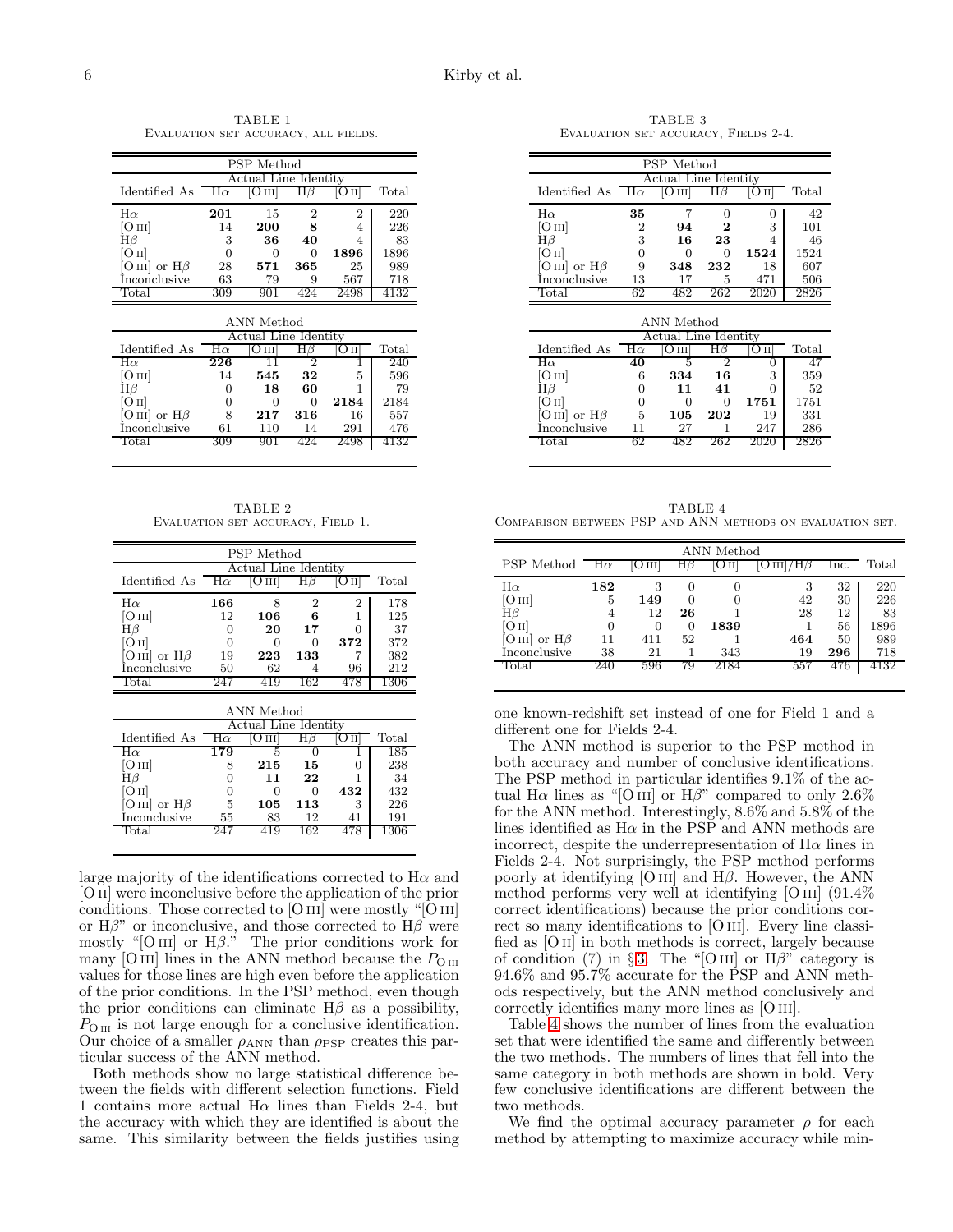TABLE 1
Evaluation set accuracy, all fields.

| PSP Method | | | | | |
|---|---|---|---|---|---|
| | Actual Line Identity | | | | |
| Identified As | Hα | [O III] | Hβ | [O II] | Total |
| Hα | **201** | 15 | 2 | 2 | 220 |
| [O III] | 14 | **200** | 8 | 4 | 226 |
| Hβ | 3 | 36 | **40** | 4 | 83 |
| [O II] | 0 | 0 | 0 | **1896** | 1896 |
| [O III] or Hβ | 28 | **571** | **365** | 25 | 989 |
| Inconclusive | 63 | 79 | 9 | 567 | 718 |
| Total | 309 | 901 | 424 | 2498 | 4132 |

| ANN Method | | | | | |
|---|---|---|---|---|---|
| | Actual Line Identity | | | | |
| Identified As | Hα | [O III] | Hβ | [O II] | Total |
| Hα | **226** | 11 | 2 | 1 | 240 |
| [O III] | 14 | **545** | **32** | 5 | 596 |
| Hβ | 0 | 18 | **60** | 1 | 79 |
| [O II] | 0 | 0 | 0 | **2184** | 2184 |
| [O III] or Hβ | 8 | **217** | **316** | 16 | 557 |
| Inconclusive | 61 | 110 | 14 | 291 | 476 |
| Total | 309 | 901 | 424 | 2498 | 4132 |

TABLE 2
Evaluation set accuracy, Field 1.

| PSP Method | | | | | |
|---|---|---|---|---|---|
| | Actual Line Identity | | | | |
| Identified As | Hα | [O III] | Hβ | [O II] | Total |
| Hα | **166** | 8 | 2 | 2 | 178 |
| [O III] | 12 | **106** | **6** | 1 | 125 |
| Hβ | 0 | **20** | **17** | 0 | 37 |
| [O II] | 0 | 0 | 0 | **372** | 372 |
| [O III] or Hβ | 19 | **223** | **133** | 7 | 382 |
| Inconclusive | 50 | 62 | 4 | 96 | 212 |
| Total | 247 | 419 | 162 | 478 | 1306 |

| ANN Method | | | | | |
|---|---|---|---|---|---|
| | Actual Line Identity | | | | |
| Identified As | Hα | [O III] | Hβ | [O II] | Total |
| Hα | **179** | 5 | 0 | 1 | 185 |
| [O III] | 8 | **215** | **15** | 0 | 238 |
| Hβ | 0 | **11** | **22** | 1 | 34 |
| [O II] | 0 | 0 | 0 | **432** | 432 |
| [O III] or Hβ | 5 | **105** | **113** | 3 | 226 |
| Inconclusive | 55 | 83 | 12 | 41 | 191 |
| Total | 247 | 419 | 162 | 478 | 1306 |

large majority of the identifications corrected to Hα and [O II] were inconclusive before the application of the prior conditions. Those corrected to [O III] were mostly "[O III] or Hβ" or inconclusive, and those corrected to Hβ were mostly "[O III] or Hβ." The prior conditions work for many [O III] lines in the ANN method because the $P_{\rm O\,III}$ values for those lines are high even before the application of the prior conditions. In the PSP method, even though the prior conditions can eliminate Hβ as a possibility, $P_{\rm O\,III}$ is not large enough for a conclusive identification. Our choice of a smaller $\rho_{\rm ANN}$ than $\rho_{\rm PSP}$ creates this particular success of the ANN method.

Both methods show no large statistical difference between the fields with different selection functions. Field 1 contains more actual Hα lines than Fields 2-4, but the accuracy with which they are identified is about the same. This similarity between the fields justifies using one known-redshift set instead of one for Field 1 and a different one for Fields 2-4.

TABLE 3
Evaluation set accuracy, Fields 2-4.

| PSP Method | | | | | |
|---|---|---|---|---|---|
| | Actual Line Identity | | | | |
| Identified As | Hα | [O III] | Hβ | [O II] | Total |
| Hα | **35** | 7 | 0 | 0 | 42 |
| [O III] | 2 | **94** | **2** | 3 | 101 |
| Hβ | 3 | **16** | **23** | 4 | 46 |
| [O II] | 0 | 0 | 0 | **1524** | 1524 |
| [O III] or Hβ | 9 | **348** | **232** | 18 | 607 |
| Inconclusive | 13 | 17 | 5 | 471 | 506 |
| Total | 62 | 482 | 262 | 2020 | 2826 |

| ANN Method | | | | | |
|---|---|---|---|---|---|
| | Actual Line Identity | | | | |
| Identified As | Hα | [O III] | Hβ | [O II] | Total |
| Hα | **40** | 5 | 2 | 0 | 47 |
| [O III] | 6 | **334** | **16** | 3 | 359 |
| Hβ | 0 | **11** | **41** | 0 | 52 |
| [O II] | 0 | 0 | 0 | **1751** | 1751 |
| [O III] or Hβ | 5 | **105** | **202** | 19 | 331 |
| Inconclusive | 11 | 27 | 1 | 247 | 286 |
| Total | 62 | 482 | 262 | 2020 | 2826 |

TABLE 4
Comparison between PSP and ANN methods on evaluation set.

| | ANN Method | | | | | | |
|---|---|---|---|---|---|---|---|
| PSP Method | Hα | [O III] | Hβ | [O II] | [O III]/Hβ | Inc. | Total |
| Hα | **182** | 3 | 0 | 0 | 3 | 32 | 220 |
| [O III] | 5 | **149** | 0 | 0 | 42 | 30 | 226 |
| Hβ | 4 | 12 | **26** | 1 | 28 | 12 | 83 |
| [O II] | 0 | 0 | 0 | **1839** | 1 | 56 | 1896 |
| [O III] or Hβ | 11 | 411 | 52 | 1 | **464** | 50 | 989 |
| Inconclusive | 38 | 21 | 1 | 343 | 19 | **296** | 718 |
| Total | 240 | 596 | 79 | 2184 | 557 | 476 | 4132 |

The ANN method is superior to the PSP method in both accuracy and number of conclusive identifications. The PSP method in particular identifies 9.1% of the actual Hα lines as "[O III] or Hβ" compared to only 2.6% for the ANN method. Interestingly, 8.6% and 5.8% of the lines identified as Hα in the PSP and ANN methods are incorrect, despite the underrepresentation of Hα lines in Fields 2-4. Not surprisingly, the PSP method performs poorly at identifying [O III] and Hβ. However, the ANN method performs very well at identifying [O III] (91.4% correct identifications) because the prior conditions correct so many identifications to [O III]. Every line classified as [O II] in both methods is correct, largely because of condition (7) in §3. The "[O III] or Hβ" category is 94.6% and 95.7% accurate for the PSP and ANN methods respectively, but the ANN method conclusively and correctly identifies many more lines as [O III].

Table 4 shows the number of lines from the evaluation set that were identified the same and differently between the two methods. The numbers of lines that fell into the same category in both methods are shown in bold. Very few conclusive identifications are different between the two methods.

We find the optimal accuracy parameter $\rho$ for each method by attempting to maximize accuracy while min-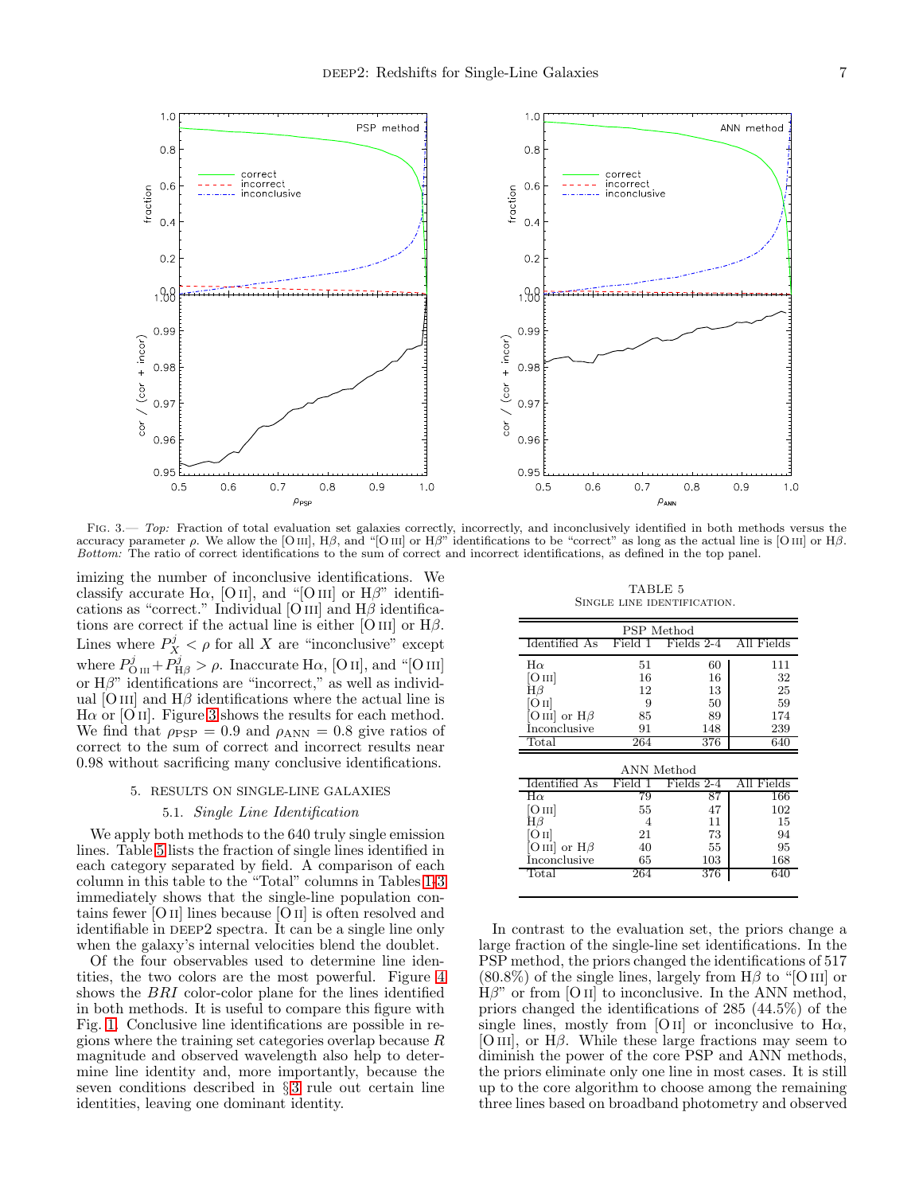Fig. 3.— *Top:* Fraction of total evaluation set galaxies correctly, incorrectly, and inconclusively identified in both methods versus the accuracy parameter $\rho$. We allow the [O III], Hβ, and "[O III] or Hβ" identifications to be "correct" as long as the actual line is [O III] or Hβ. *Bottom:* The ratio of correct identifications to the sum of correct and incorrect identifications, as defined in the top panel.

imizing the number of inconclusive identifications. We classify accurate Hα, [O II], and "[O III] or Hβ" identifications as "correct." Individual [O III] and Hβ identifications are correct if the actual line is either [O III] or Hβ. Lines where $P_X^j < \rho$ for all $X$ are "inconclusive" except where $P_{\rm O\,III}^j + P_{\rm H\beta}^j > \rho$. Inaccurate Hα, [O II], and "[O III] or Hβ" identifications are "incorrect," as well as individual [O III] and Hβ identifications where the actual line is Hα or [O II]. Figure 3 shows the results for each method. We find that $\rho_{\rm PSP} = 0.9$ and $\rho_{\rm ANN} = 0.8$ give ratios of correct to the sum of correct and incorrect results near 0.98 without sacrificing many conclusive identifications.

## 5. RESULTS ON SINGLE-LINE GALAXIES

### 5.1. *Single Line Identification*

We apply both methods to the 640 truly single emission lines. Table 5 lists the fraction of single lines identified in each category separated by field. A comparison of each column in this table to the "Total" columns in Tables 1-3 immediately shows that the single-line population contains fewer [O II] lines because [O II] is often resolved and identifiable in DEEP2 spectra. It can be a single line only when the galaxy's internal velocities blend the doublet.

Of the four observables used to determine line identities, the two colors are the most powerful. Figure 4 shows the *BRI* color-color plane for the lines identified in both methods. It is useful to compare this figure with Fig. 1. Conclusive line identifications are possible in regions where the training set categories overlap because *R* magnitude and observed wavelength also help to determine line identity and, more importantly, because the seven conditions described in §3 rule out certain line identities, leaving one dominant identity.

TABLE 5
Single line identification.

| PSP Method | | | |
|---|---|---|---|
| Identified As | Field 1 | Fields 2-4 | All Fields |
| Hα | 51 | 60 | 111 |
| [O III] | 16 | 16 | 32 |
| Hβ | 12 | 13 | 25 |
| [O II] | 9 | 50 | 59 |
| [O III] or Hβ | 85 | 89 | 174 |
| Inconclusive | 91 | 148 | 239 |
| Total | 264 | 376 | 640 |
| **ANN Method** | | | |
| Identified As | Field 1 | Fields 2-4 | All Fields |
| Hα | 79 | 87 | 166 |
| [O III] | 55 | 47 | 102 |
| Hβ | 4 | 11 | 15 |
| [O II] | 21 | 73 | 94 |
| [O III] or Hβ | 40 | 55 | 95 |
| Inconclusive | 65 | 103 | 168 |
| Total | 264 | 376 | 640 |

In contrast to the evaluation set, the priors change a large fraction of the single-line set identifications. In the PSP method, the priors changed the identifications of 517 (80.8%) of the single lines, largely from Hβ to "[O III] or Hβ" or from [O II] to inconclusive. In the ANN method, priors changed the identifications of 285 (44.5%) of the single lines, mostly from [O II] or inconclusive to Hα, [O III], or Hβ. While these large fractions may seem to diminish the power of the core PSP and ANN methods, the priors eliminate only one line in most cases. It is still up to the core algorithm to choose among the remaining three lines based on broadband photometry and observed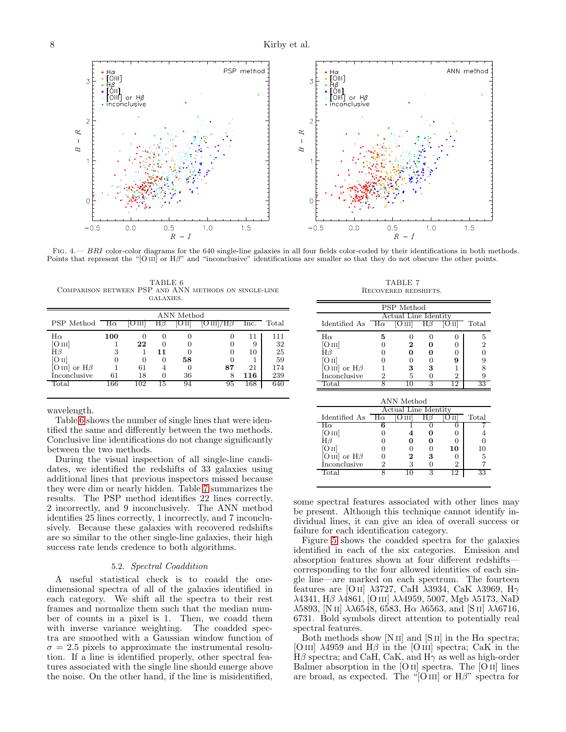Fig. 4.— *BRI* color-color diagrams for the 640 single-line galaxies in all four fields color-coded by their identifications in both methods. Points that represent the "[O III] or Hβ" and "inconclusive" identifications are smaller so that they do not obscure the other points.

TABLE 6
Comparison between PSP and ANN methods on single-line galaxies.

| PSP Method | ANN Method Hα | [O III] | Hβ | [O II] | [O III]/Hβ | Inc. | Total |
|---|---|---|---|---|---|---|---|
| Hα | **100** | 0 | 0 | 0 | 0 | 11 | 111 |
| [O III] | 1 | **22** | 0 | 0 | 0 | 9 | 32 |
| Hβ | 3 | 1 | **11** | 0 | 0 | 10 | 25 |
| [O II] | 0 | 0 | 0 | **58** | 0 | 1 | 59 |
| [O III] or Hβ | 1 | 61 | 4 | 0 | **87** | 21 | 174 |
| Inconclusive | 61 | 18 | 0 | 36 | 8 | **116** | 239 |
| Total | 166 | 102 | 15 | 94 | 95 | 168 | 640 |

wavelength.

Table 6 shows the number of single lines that were identified the same and differently between the two methods. Conclusive line identifications do not change significantly between the two methods.

During the visual inspection of all single-line candidates, we identified the redshifts of 33 galaxies using additional lines that previous inspectors missed because they were dim or nearly hidden. Table 7 summarizes the results. The PSP method identifies 22 lines correctly, 2 incorrectly, and 9 inconclusively. The ANN method identifies 25 lines correctly, 1 incorrectly, and 7 inconclusively. Because these galaxies with recovered redshifts are so similar to the other single-line galaxies, their high success rate lends credence to both algorithms.

TABLE 7
Recovered redshifts.

PSP Method

| Identified As | Actual Line Identity Hα | [O III] | Hβ | [O II] | Total |
|---|---|---|---|---|---|
| Hα | **5** | 0 | 0 | 0 | 5 |
| [O III] | 0 | **2** | **0** | 0 | 2 |
| Hβ | 0 | **0** | **0** | 0 | 0 |
| [O II] | 0 | 0 | 0 | **9** | 9 |
| [O III] or Hβ | 1 | **3** | **3** | 1 | 8 |
| Inconclusive | 2 | 5 | 0 | 2 | 9 |
| Total | 8 | 10 | 3 | 12 | 33 |

ANN Method

| Identified As | Actual Line Identity Hα | [O III] | Hβ | [O II] | Total |
|---|---|---|---|---|---|
| Hα | **6** | 1 | 0 | 0 | 7 |
| [O III] | 0 | **4** | **0** | 0 | 4 |
| Hβ | 0 | **0** | **0** | 0 | 0 |
| [O II] | 0 | 0 | 0 | **10** | 10 |
| [O III] or Hβ | 0 | **2** | **3** | 0 | 5 |
| Inconclusive | 2 | 3 | 0 | 2 | 7 |
| Total | 8 | 10 | 3 | 12 | 33 |

### 5.2. *Spectral Coaddition*

A useful statistical check is to coadd the one-dimensional spectra of all of the galaxies identified in each category. We shift all the spectra to their rest frames and normalize them such that the median number of counts in a pixel is 1. Then, we coadd them with inverse variance weighting. The coadded spectra are smoothed with a Gaussian window function of $\sigma = 2.5$ pixels to approximate the instrumental resolution. If a line is identified properly, other spectral features associated with the single line should emerge above the noise. On the other hand, if the line is misidentified, some spectral features associated with other lines may be present. Although this technique cannot identify individual lines, it can give an idea of overall success or failure for each identification category.

Figure 5 shows the coadded spectra for the galaxies identified in each of the six categories. Emission and absorption features shown at four different redshifts—corresponding to the four allowed identities of each single line—are marked on each spectrum. The fourteen features are [O II] λ3727, CaH λ3934, CaK λ3969, Hγ λ4341, Hβ λ4861, [O III] λλ4959, 5007, Mgb λ5173, NaD λ5893, [N II] λλ6548, 6583, Hα λ6563, and [S II] λλ6716, 6731. Bold symbols direct attention to potentially real spectral features.

Both methods show [N II] and [S II] in the Hα spectra; [O III] λ4959 and Hβ in the [O III] spectra; CaK in the Hβ spectra; and CaH, CaK, and Hγ as well as high-order Balmer absorption in the [O II] spectra. The [O II] lines are broad, as expected. The "[O III] or Hβ" spectra for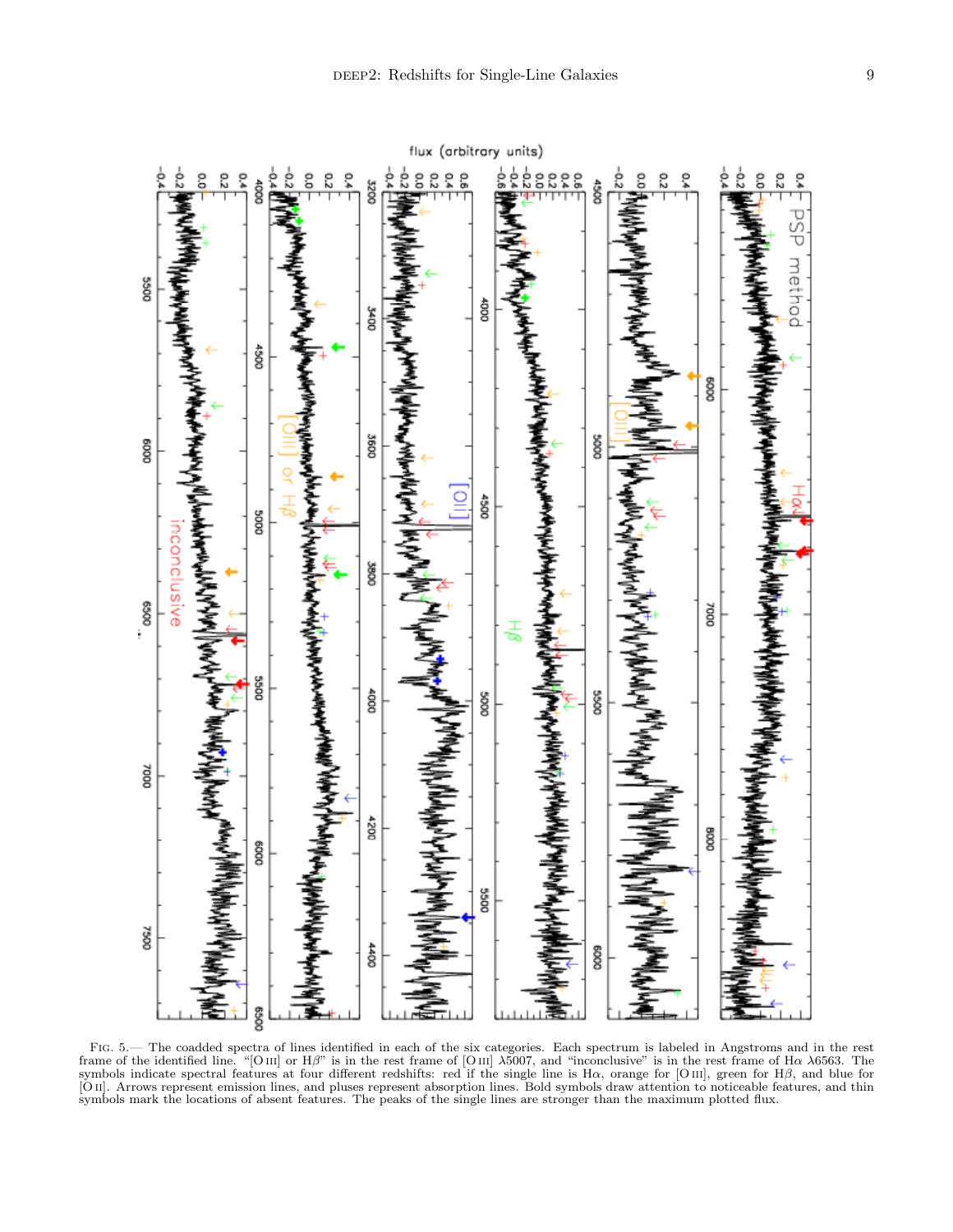FIG. 5.— The coadded spectra of lines identified in each of the six categories. Each spectrum is labeled in Angstroms and in the rest frame of the identified line. "[O III] or Hβ" is in the rest frame of [O III] λ5007, and "inconclusive" is in the rest frame of Hα λ6563. The symbols indicate spectral features at four different redshifts: red if the single line is Hα, orange for [O III], green for Hβ, and blue for [O II]. Arrows represent emission lines, and pluses represent absorption lines. Bold symbols draw attention to noticeable features, and thin symbols mark the locations of absent features. The peaks of the single lines are stronger than the maximum plotted flux.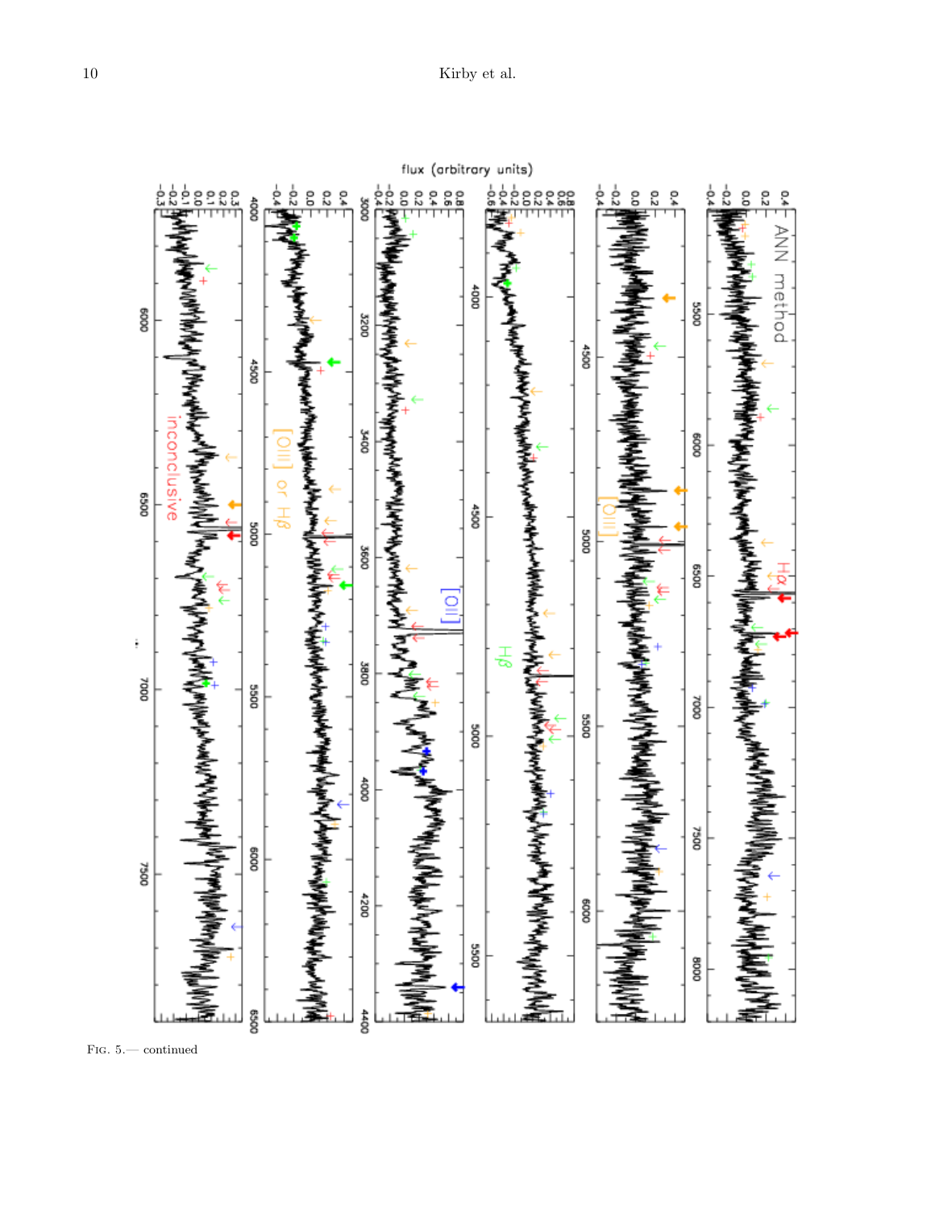Fig. 5.— continued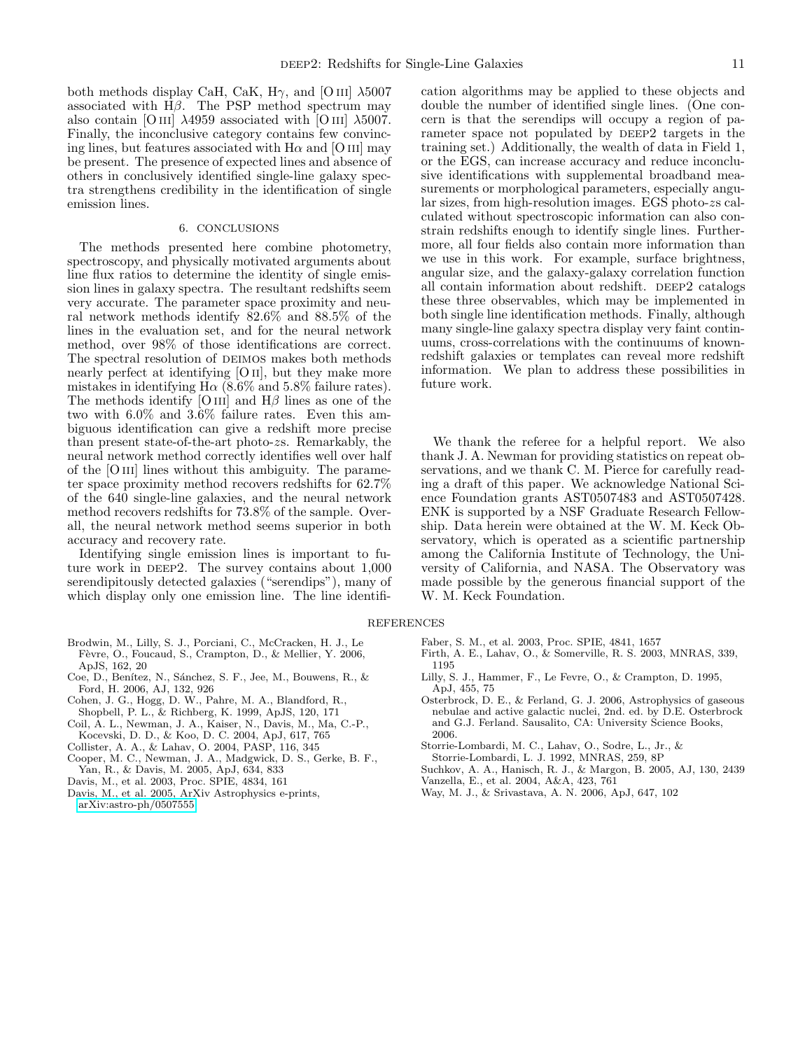both methods display CaH, CaK, H$\gamma$, and [O III] $\lambda$5007 associated with H$\beta$. The PSP method spectrum may also contain [O III] $\lambda$4959 associated with [O III] $\lambda$5007. Finally, the inconclusive category contains few convincing lines, but features associated with H$\alpha$ and [O III] may be present. The presence of expected lines and absence of others in conclusively identified single-line galaxy spectra strengthens credibility in the identification of single emission lines.

## 6. CONCLUSIONS

The methods presented here combine photometry, spectroscopy, and physically motivated arguments about line flux ratios to determine the identity of single emission lines in galaxy spectra. The resultant redshifts seem very accurate. The parameter space proximity and neural network methods identify 82.6% and 88.5% of the lines in the evaluation set, and for the neural network method, over 98% of those identifications are correct. The spectral resolution of DEIMOS makes both methods nearly perfect at identifying [O II], but they make more mistakes in identifying H$\alpha$ (8.6% and 5.8% failure rates). The methods identify [O III] and H$\beta$ lines as one of the two with 6.0% and 3.6% failure rates. Even this ambiguous identification can give a redshift more precise than present state-of-the-art photo-$z$s. Remarkably, the neural network method correctly identifies well over half of the [O III] lines without this ambiguity. The parameter space proximity method recovers redshifts for 62.7% of the 640 single-line galaxies, and the neural network method recovers redshifts for 73.8% of the sample. Overall, the neural network method seems superior in both accuracy and recovery rate.

Identifying single emission lines is important to future work in DEEP2. The survey contains about 1,000 serendipitously detected galaxies ("serendips"), many of which display only one emission line. The line identification algorithms may be applied to these objects and double the number of identified single lines. (One concern is that the serendips will occupy a region of parameter space not populated by DEEP2 targets in the training set.) Additionally, the wealth of data in Field 1, or the EGS, can increase accuracy and reduce inconclusive identifications with supplemental broadband measurements or morphological parameters, especially angular sizes, from high-resolution images. EGS photo-$z$s calculated without spectroscopic information can also constrain redshifts enough to identify single lines. Furthermore, all four fields also contain more information than we use in this work. For example, surface brightness, angular size, and the galaxy-galaxy correlation function all contain information about redshift. DEEP2 catalogs these three observables, which may be implemented in both single line identification methods. Finally, although many single-line galaxy spectra display very faint continuums, cross-correlations with the continuums of known-redshift galaxies or templates can reveal more redshift information. We plan to address these possibilities in future work.

We thank the referee for a helpful report. We also thank J. A. Newman for providing statistics on repeat observations, and we thank C. M. Pierce for carefully reading a draft of this paper. We acknowledge National Science Foundation grants AST0507483 and AST0507428. ENK is supported by a NSF Graduate Research Fellowship. Data herein were obtained at the W. M. Keck Observatory, which is operated as a scientific partnership among the California Institute of Technology, the University of California, and NASA. The Observatory was made possible by the generous financial support of the W. M. Keck Foundation.

## REFERENCES

Brodwin, M., Lilly, S. J., Porciani, C., McCracken, H. J., Le Fèvre, O., Foucaud, S., Crampton, D., & Mellier, Y. 2006, ApJS, 162, 20

Coe, D., Benítez, N., Sánchez, S. F., Jee, M., Bouwens, R., & Ford, H. 2006, AJ, 132, 926

Cohen, J. G., Hogg, D. W., Pahre, M. A., Blandford, R., Shopbell, P. L., & Richberg, K. 1999, ApJS, 120, 171

Coil, A. L., Newman, J. A., Kaiser, N., Davis, M., Ma, C.-P., Kocevski, D. D., & Koo, D. C. 2004, ApJ, 617, 765

Collister, A. A., & Lahav, O. 2004, PASP, 116, 345

Cooper, M. C., Newman, J. A., Madgwick, D. S., Gerke, B. F., Yan, R., & Davis, M. 2005, ApJ, 634, 833

Davis, M., et al. 2003, Proc. SPIE, 4834, 161

Davis, M., et al. 2005, ArXiv Astrophysics e-prints, arXiv:astro-ph/0507555

Faber, S. M., et al. 2003, Proc. SPIE, 4841, 1657

Firth, A. E., Lahav, O., & Somerville, R. S. 2003, MNRAS, 339, 1195

Lilly, S. J., Hammer, F., Le Fevre, O., & Crampton, D. 1995, ApJ, 455, 75

Osterbrock, D. E., & Ferland, G. J. 2006, Astrophysics of gaseous nebulae and active galactic nuclei, 2nd. ed. by D.E. Osterbrock and G.J. Ferland. Sausalito, CA: University Science Books, 2006.

Storrie-Lombardi, M. C., Lahav, O., Sodre, L., Jr., & Storrie-Lombardi, L. J. 1992, MNRAS, 259, 8P

Suchkov, A. A., Hanisch, R. J., & Margon, B. 2005, AJ, 130, 2439

Vanzella, E., et al. 2004, A&A, 423, 761

Way, M. J., & Srivastava, A. N. 2006, ApJ, 647, 102